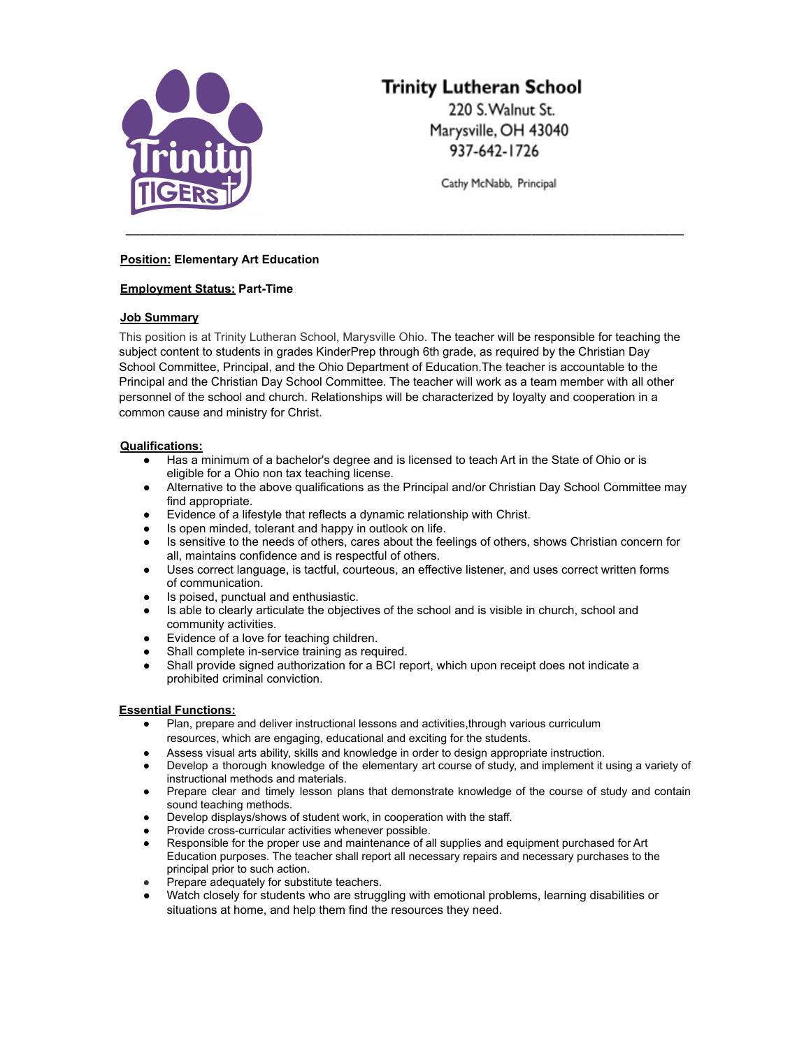# Trinity Lutheran School

220 S. Walnut St.
Marysville, OH 43040
937-642-1726

Cathy McNabb, Principal

---

**Position: Elementary Art Education**

**Employment Status: Part-Time**

**Job Summary**

This position is at Trinity Lutheran School, Marysville Ohio. The teacher will be responsible for teaching the subject content to students in grades KinderPrep through 6th grade, as required by the Christian Day School Committee, Principal, and the Ohio Department of Education.The teacher is accountable to the Principal and the Christian Day School Committee. The teacher will work as a team member with all other personnel of the school and church. Relationships will be characterized by loyalty and cooperation in a common cause and ministry for Christ.

**Qualifications:**

- Has a minimum of a bachelor's degree and is licensed to teach Art in the State of Ohio or is eligible for a Ohio non tax teaching license.
- Alternative to the above qualifications as the Principal and/or Christian Day School Committee may find appropriate.
- Evidence of a lifestyle that reflects a dynamic relationship with Christ.
- Is open minded, tolerant and happy in outlook on life.
- Is sensitive to the needs of others, cares about the feelings of others, shows Christian concern for all, maintains confidence and is respectful of others.
- Uses correct language, is tactful, courteous, an effective listener, and uses correct written forms of communication.
- Is poised, punctual and enthusiastic.
- Is able to clearly articulate the objectives of the school and is visible in church, school and community activities.
- Evidence of a love for teaching children.
- Shall complete in-service training as required.
- Shall provide signed authorization for a BCI report, which upon receipt does not indicate a prohibited criminal conviction.

**Essential Functions:**

- Plan, prepare and deliver instructional lessons and activities,through various curriculum resources, which are engaging, educational and exciting for the students.
- Assess visual arts ability, skills and knowledge in order to design appropriate instruction.
- Develop a thorough knowledge of the elementary art course of study, and implement it using a variety of instructional methods and materials.
- Prepare clear and timely lesson plans that demonstrate knowledge of the course of study and contain sound teaching methods.
- Develop displays/shows of student work, in cooperation with the staff.
- Provide cross-curricular activities whenever possible.
- Responsible for the proper use and maintenance of all supplies and equipment purchased for Art Education purposes. The teacher shall report all necessary repairs and necessary purchases to the principal prior to such action.
- Prepare adequately for substitute teachers.
- Watch closely for students who are struggling with emotional problems, learning disabilities or situations at home, and help them find the resources they need.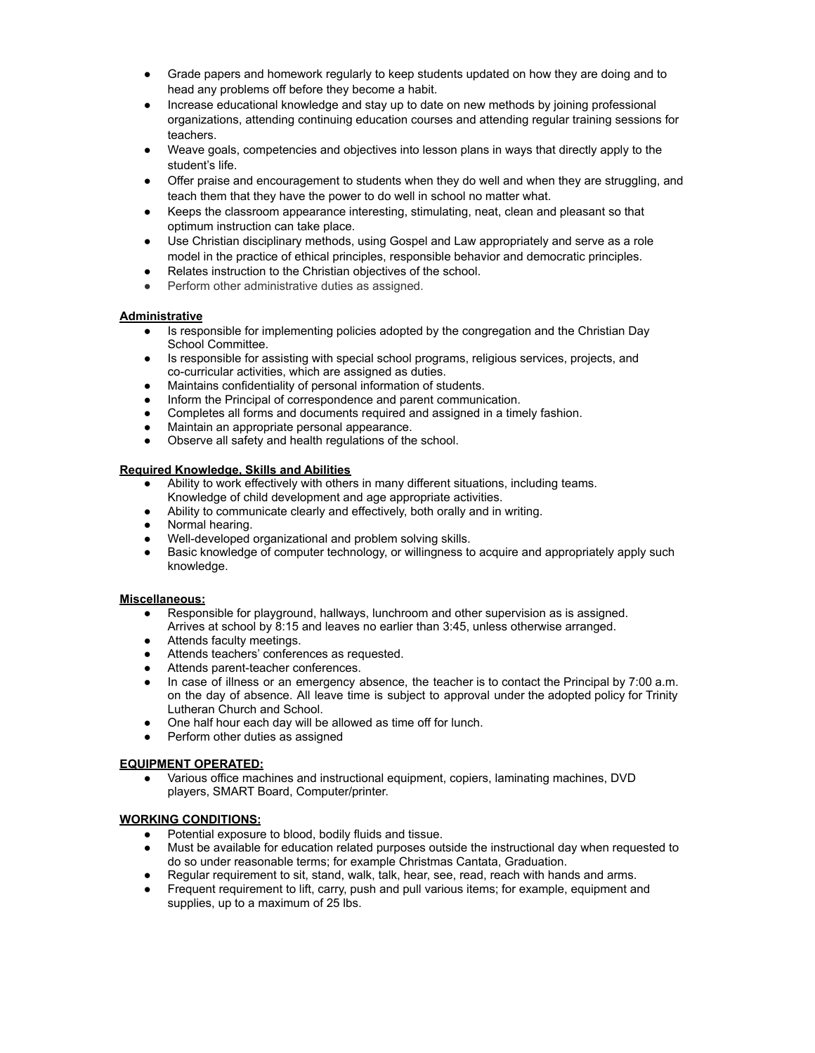- Grade papers and homework regularly to keep students updated on how they are doing and to head any problems off before they become a habit.
- Increase educational knowledge and stay up to date on new methods by joining professional organizations, attending continuing education courses and attending regular training sessions for teachers.
- Weave goals, competencies and objectives into lesson plans in ways that directly apply to the student's life.
- Offer praise and encouragement to students when they do well and when they are struggling, and teach them that they have the power to do well in school no matter what.
- Keeps the classroom appearance interesting, stimulating, neat, clean and pleasant so that optimum instruction can take place.
- Use Christian disciplinary methods, using Gospel and Law appropriately and serve as a role model in the practice of ethical principles, responsible behavior and democratic principles.
- Relates instruction to the Christian objectives of the school.
- Perform other administrative duties as assigned.

**Administrative**

- Is responsible for implementing policies adopted by the congregation and the Christian Day School Committee.
- Is responsible for assisting with special school programs, religious services, projects, and co-curricular activities, which are assigned as duties.
- Maintains confidentiality of personal information of students.
- Inform the Principal of correspondence and parent communication.
- Completes all forms and documents required and assigned in a timely fashion.
- Maintain an appropriate personal appearance.
- Observe all safety and health regulations of the school.

**Required Knowledge, Skills and Abilities**

- Ability to work effectively with others in many different situations, including teams. Knowledge of child development and age appropriate activities.
- Ability to communicate clearly and effectively, both orally and in writing.
- Normal hearing.
- Well-developed organizational and problem solving skills.
- Basic knowledge of computer technology, or willingness to acquire and appropriately apply such knowledge.

**Miscellaneous:**

- Responsible for playground, hallways, lunchroom and other supervision as is assigned. Arrives at school by 8:15 and leaves no earlier than 3:45, unless otherwise arranged.
- Attends faculty meetings.
- Attends teachers' conferences as requested.
- Attends parent-teacher conferences.
- In case of illness or an emergency absence, the teacher is to contact the Principal by 7:00 a.m. on the day of absence. All leave time is subject to approval under the adopted policy for Trinity Lutheran Church and School.
- One half hour each day will be allowed as time off for lunch.
- Perform other duties as assigned

**EQUIPMENT OPERATED:**

- Various office machines and instructional equipment, copiers, laminating machines, DVD players, SMART Board, Computer/printer.

**WORKING CONDITIONS:**

- Potential exposure to blood, bodily fluids and tissue.
- Must be available for education related purposes outside the instructional day when requested to do so under reasonable terms; for example Christmas Cantata, Graduation.
- Regular requirement to sit, stand, walk, talk, hear, see, read, reach with hands and arms.
- Frequent requirement to lift, carry, push and pull various items; for example, equipment and supplies, up to a maximum of 25 lbs.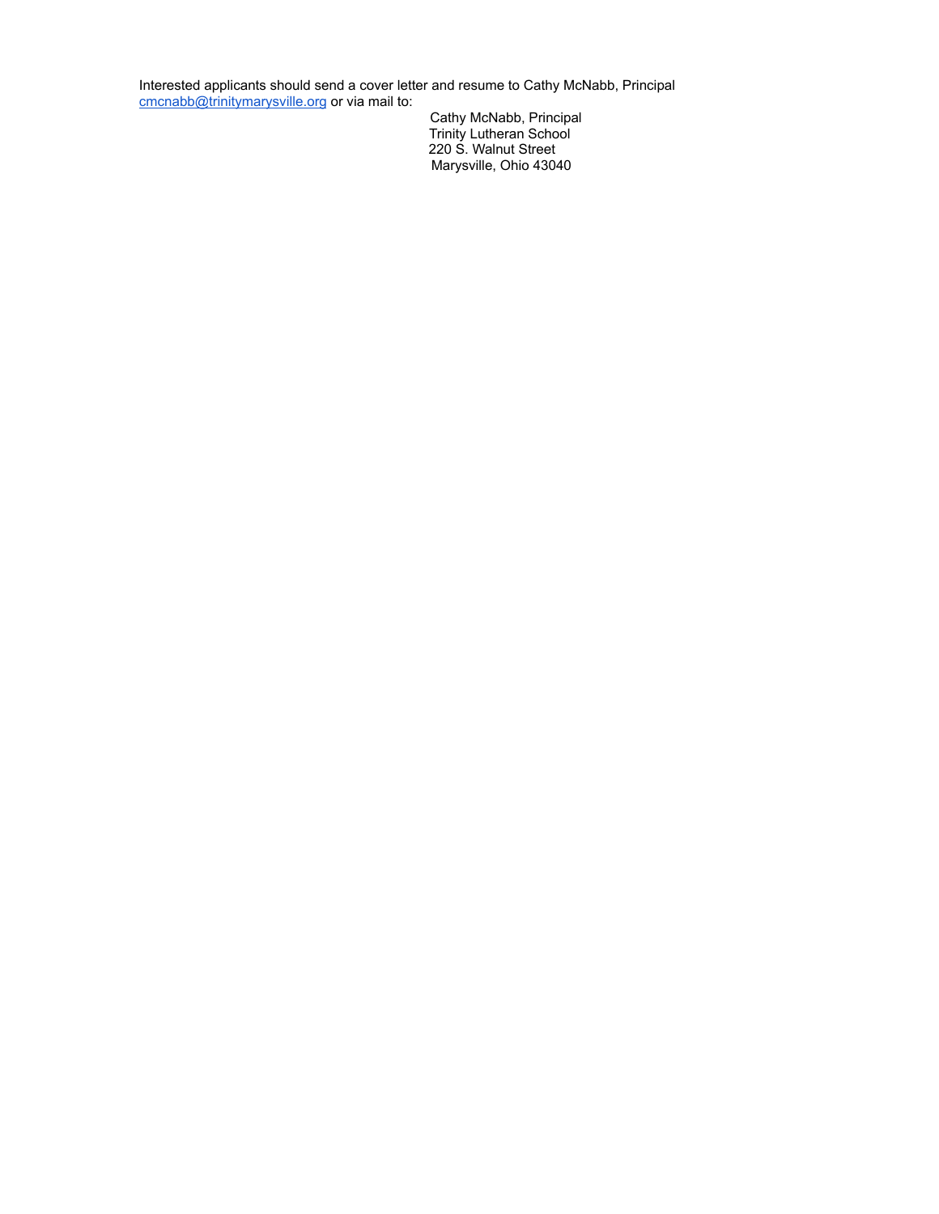Interested applicants should send a cover letter and resume to Cathy McNabb, Principal cmcnabb@trinitymarysville.org or via mail to:

Cathy McNabb, Principal
Trinity Lutheran School
220 S. Walnut Street
Marysville, Ohio 43040